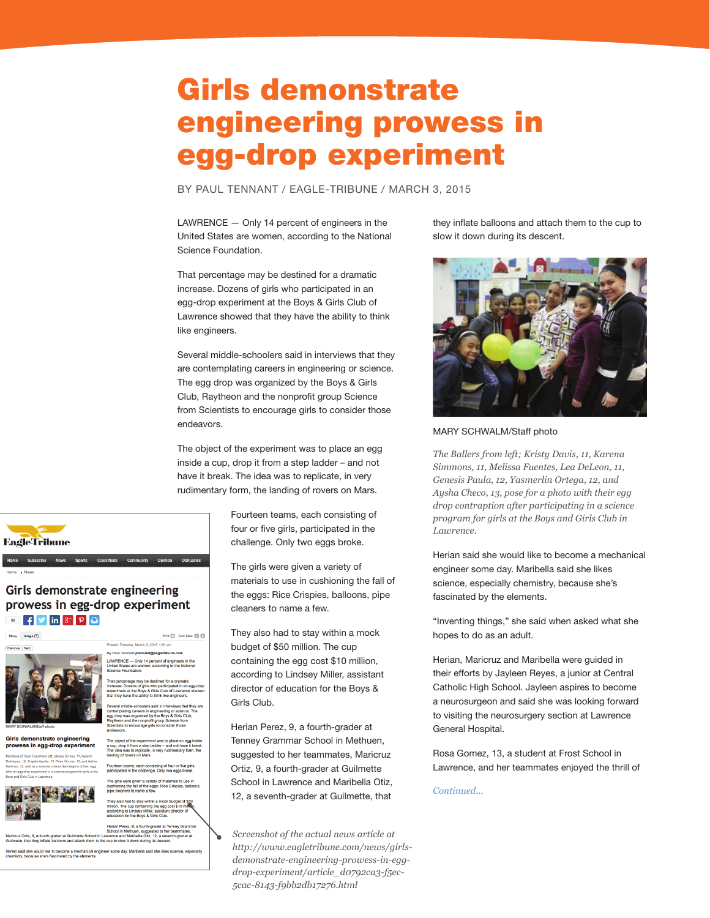# Girls demonstrate engineering prowess in egg-drop experiment

BY PAUL TENNANT / EAGLE-TRIBUNE / MARCH 3, 2015

LAWRENCE — Only 14 percent of engineers in the United States are women, according to the National Science Foundation.

That percentage may be destined for a dramatic increase. Dozens of girls who participated in an egg-drop experiment at the Boys & Girls Club of Lawrence showed that they have the ability to think like engineers.

Several middle-schoolers said in interviews that they are contemplating careers in engineering or science. The egg drop was organized by the Boys & Girls Club, Raytheon and the nonprofit group Science from Scientists to encourage girls to consider those endeavors.

The object of the experiment was to place an egg inside a cup, drop it from a step ladder – and not have it break. The idea was to replicate, in very rudimentary form, the landing of rovers on Mars.

Fourteen teams, each consisting of four or five girls, participated in the challenge. Only two eggs broke.

The girls were given a variety of materials to use in cushioning the fall of the eggs: Rice Crispies, balloons, pipe cleaners to name a few.

They also had to stay within a mock budget of $50 million. The cup containing the egg cost $10 million, according to Lindsey Miller, assistant director of education for the Boys & Girls Club.

Herian Perez, 9, a fourth-grader at Tenney Grammar School in Methuen, suggested to her teammates, Maricruz Ortiz, 9, a fourth-grader at Guilmette School in Lawrence and Maribella Otiz, 12, a seventh-grader at Guilmette, that they inflate balloons and attach them to the cup to slow it down during its descent.

MARY SCHWALM/Staff photo

*The Ballers from left; Kristy Davis, 11, Karena Simmons, 11, Melissa Fuentes, Lea DeLeon, 11, Genesis Paula, 12, Yasmerlin Ortega, 12, and Aysha Checo, 13, pose for a photo with their egg drop contraption after participating in a science program for girls at the Boys and Girls Club in Lawrence.*

Herian said she would like to become a mechanical engineer some day. Maribella said she likes science, especially chemistry, because she's fascinated by the elements.

"Inventing things," she said when asked what she hopes to do as an adult.

Herian, Maricruz and Maribella were guided in their efforts by Jayleen Reyes, a junior at Central Catholic High School. Jayleen aspires to become a neurosurgeon and said she was looking forward to visiting the neurosurgery section at Lawrence General Hospital.

Rosa Gomez, 13, a student at Frost School in Lawrence, and her teammates enjoyed the thrill of

*Continued...*

*Screenshot of the actual news article at http://www.eagletribune.com/news/girls-demonstrate-engineering-prowess-in-egg-drop-experiment/article_d0792ca3-f5ec-5cac-8143-f9bb2db17276.html*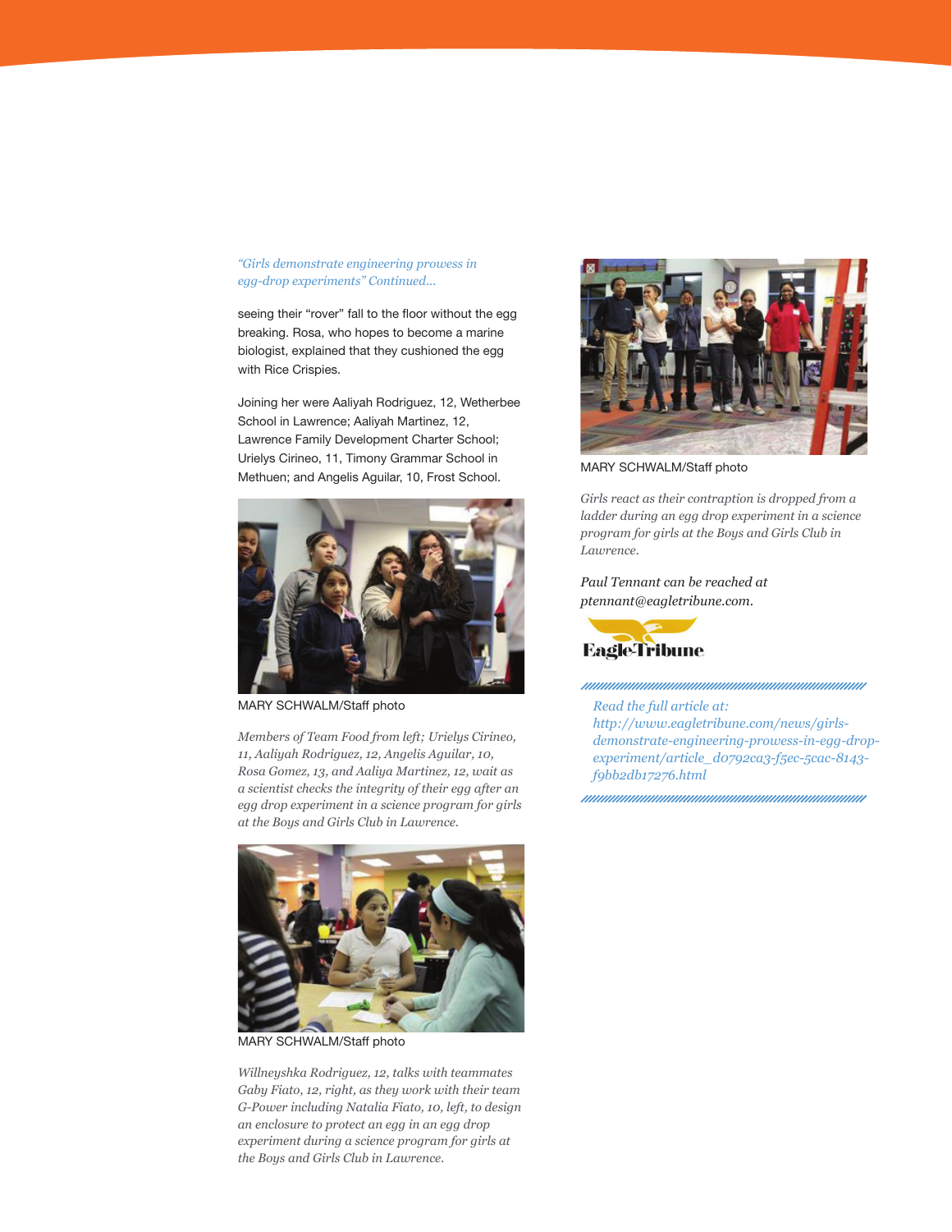*"Girls demonstrate engineering prowess in egg-drop experiments" Continued...*

seeing their "rover" fall to the floor without the egg breaking. Rosa, who hopes to become a marine biologist, explained that they cushioned the egg with Rice Crispies.

Joining her were Aaliyah Rodriguez, 12, Wetherbee School in Lawrence; Aaliyah Martinez, 12, Lawrence Family Development Charter School; Urielys Cirineo, 11, Timony Grammar School in Methuen; and Angelis Aguilar, 10, Frost School.

MARY SCHWALM/Staff photo

*Members of Team Food from left; Urielys Cirineo, 11, Aaliyah Rodriguez, 12, Angelis Aguilar, 10, Rosa Gomez, 13, and Aaliya Martinez, 12, wait as a scientist checks the integrity of their egg after an egg drop experiment in a science program for girls at the Boys and Girls Club in Lawrence.*

MARY SCHWALM/Staff photo

*Willneyshka Rodriguez, 12, talks with teammates Gaby Fiato, 12, right, as they work with their team G-Power including Natalia Fiato, 10, left, to design an enclosure to protect an egg in an egg drop experiment during a science program for girls at the Boys and Girls Club in Lawrence.*

MARY SCHWALM/Staff photo

*Girls react as their contraption is dropped from a ladder during an egg drop experiment in a science program for girls at the Boys and Girls Club in Lawrence.*

*Paul Tennant can be reached at ptennant@eagletribune.com.*

EagleTribune

*Read the full article at: http://www.eagletribune.com/news/girls-demonstrate-engineering-prowess-in-egg-drop-experiment/article_d0792ca3-f5ec-5cac-8143-f9bb2db17276.html*